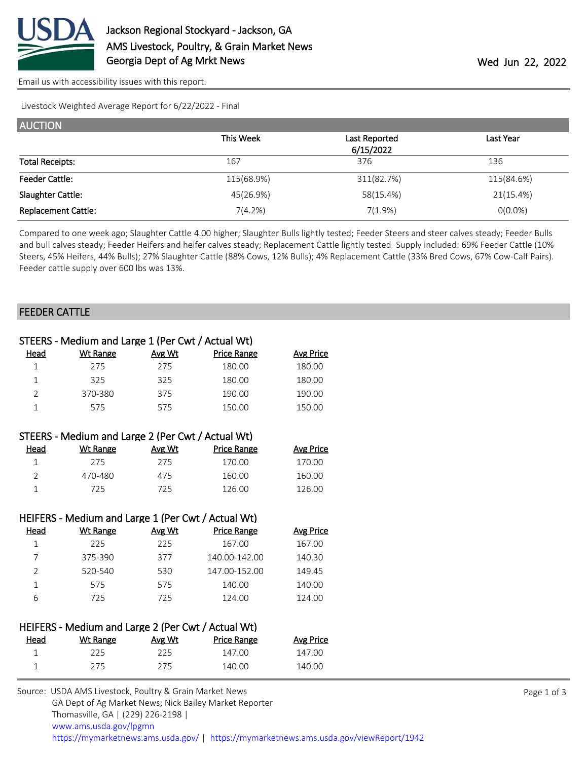# Jackson Regional Stockyard - Jackson, GA

AMS Livestock, Poultry, & Grain Market News

Georgia Dept of Ag Mrkt News

Wed Jun 22, 2022

Email us with accessibility issues with this report.

Livestock Weighted Average Report for 6/22/2022 - Final

## AUCTION

| | This Week | Last Reported 6/15/2022 | Last Year |
|---|---|---|---|
| Total Receipts: | 167 | 376 | 136 |
| Feeder Cattle: | 115(68.9%) | 311(82.7%) | 115(84.6%) |
| Slaughter Cattle: | 45(26.9%) | 58(15.4%) | 21(15.4%) |
| Replacement Cattle: | 7(4.2%) | 7(1.9%) | 0(0.0%) |

Compared to one week ago; Slaughter Cattle 4.00 higher; Slaughter Bulls lightly tested; Feeder Steers and steer calves steady; Feeder Bulls and bull calves steady; Feeder Heifers and heifer calves steady; Replacement Cattle lightly tested Supply included: 69% Feeder Cattle (10% Steers, 45% Heifers, 44% Bulls); 27% Slaughter Cattle (88% Cows, 12% Bulls); 4% Replacement Cattle (33% Bred Cows, 67% Cow-Calf Pairs). Feeder cattle supply over 600 lbs was 13%.

## FEEDER CATTLE

### STEERS - Medium and Large 1 (Per Cwt / Actual Wt)

| Head | Wt Range | Avg Wt | Price Range | Avg Price |
|---|---|---|---|---|
| 1 | 275 | 275 | 180.00 | 180.00 |
| 1 | 325 | 325 | 180.00 | 180.00 |
| 2 | 370-380 | 375 | 190.00 | 190.00 |
| 1 | 575 | 575 | 150.00 | 150.00 |

### STEERS - Medium and Large 2 (Per Cwt / Actual Wt)

| Head | Wt Range | Avg Wt | Price Range | Avg Price |
|---|---|---|---|---|
| 1 | 275 | 275 | 170.00 | 170.00 |
| 2 | 470-480 | 475 | 160.00 | 160.00 |
| 1 | 725 | 725 | 126.00 | 126.00 |

### HEIFERS - Medium and Large 1 (Per Cwt / Actual Wt)

| Head | Wt Range | Avg Wt | Price Range | Avg Price |
|---|---|---|---|---|
| 1 | 225 | 225 | 167.00 | 167.00 |
| 7 | 375-390 | 377 | 140.00-142.00 | 140.30 |
| 2 | 520-540 | 530 | 147.00-152.00 | 149.45 |
| 1 | 575 | 575 | 140.00 | 140.00 |
| 6 | 725 | 725 | 124.00 | 124.00 |

### HEIFERS - Medium and Large 2 (Per Cwt / Actual Wt)

| Head | Wt Range | Avg Wt | Price Range | Avg Price |
|---|---|---|---|---|
| 1 | 225 | 225 | 147.00 | 147.00 |
| 1 | 275 | 275 | 140.00 | 140.00 |

Source: USDA AMS Livestock, Poultry & Grain Market News
GA Dept of Ag Market News; Nick Bailey Market Reporter
Thomasville, GA | (229) 226-2198 |
www.ams.usda.gov/lpgmn
https://mymarketnews.ams.usda.gov/ | https://mymarketnews.ams.usda.gov/viewReport/1942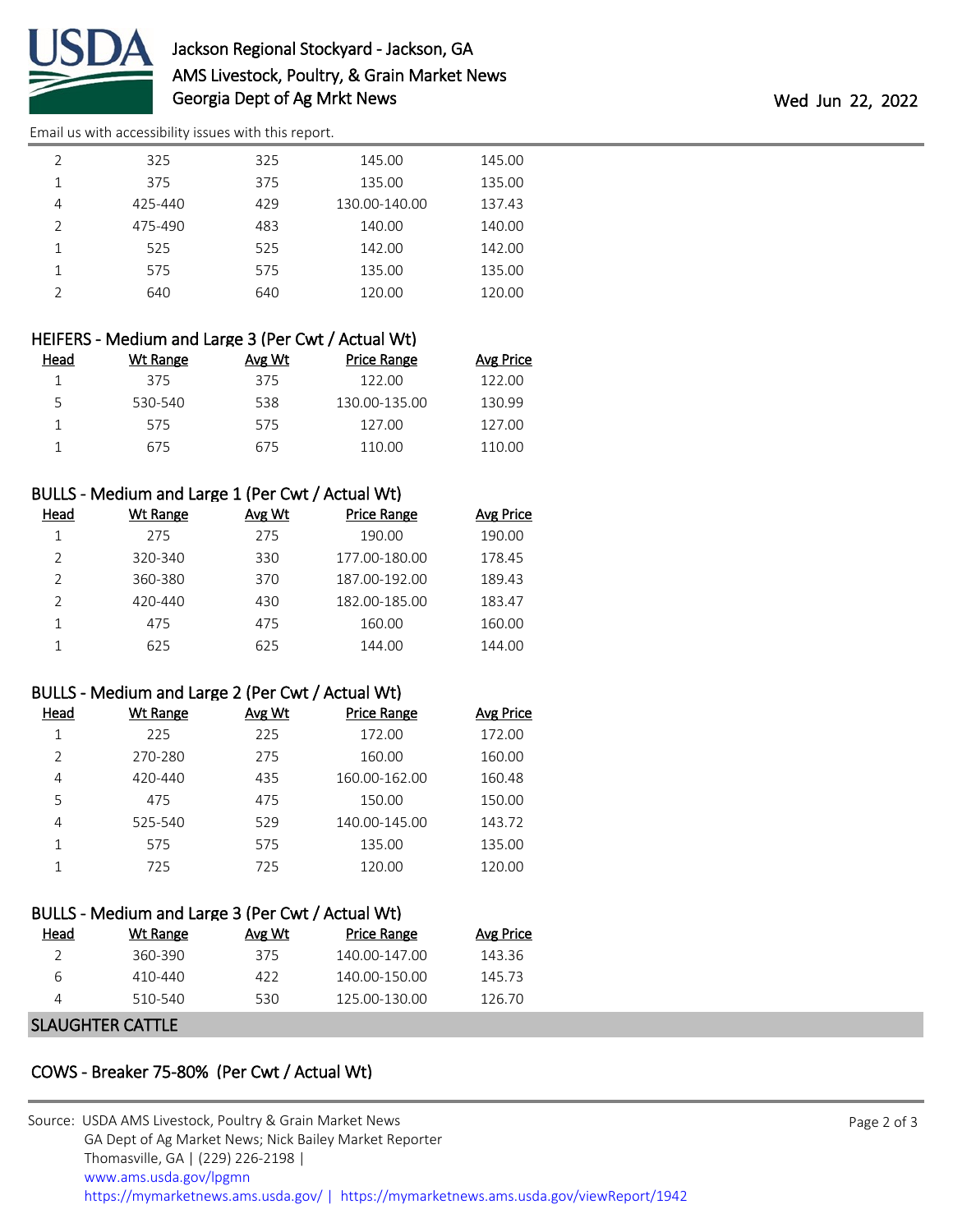| Head | Wt Range | Avg Wt | Price Range | Avg Price |
|---|---|---|---|---|
| 2 | 325 | 325 | 145.00 | 145.00 |
| 1 | 375 | 375 | 135.00 | 135.00 |
| 4 | 425-440 | 429 | 130.00-140.00 | 137.43 |
| 2 | 475-490 | 483 | 140.00 | 140.00 |
| 1 | 525 | 525 | 142.00 | 142.00 |
| 1 | 575 | 575 | 135.00 | 135.00 |
| 2 | 640 | 640 | 120.00 | 120.00 |

### HEIFERS - Medium and Large 3 (Per Cwt / Actual Wt)

| Head | Wt Range | Avg Wt | Price Range | Avg Price |
|---|---|---|---|---|
| 1 | 375 | 375 | 122.00 | 122.00 |
| 5 | 530-540 | 538 | 130.00-135.00 | 130.99 |
| 1 | 575 | 575 | 127.00 | 127.00 |
| 1 | 675 | 675 | 110.00 | 110.00 |

### BULLS - Medium and Large 1 (Per Cwt / Actual Wt)

| Head | Wt Range | Avg Wt | Price Range | Avg Price |
|---|---|---|---|---|
| 1 | 275 | 275 | 190.00 | 190.00 |
| 2 | 320-340 | 330 | 177.00-180.00 | 178.45 |
| 2 | 360-380 | 370 | 187.00-192.00 | 189.43 |
| 2 | 420-440 | 430 | 182.00-185.00 | 183.47 |
| 1 | 475 | 475 | 160.00 | 160.00 |
| 1 | 625 | 625 | 144.00 | 144.00 |

### BULLS - Medium and Large 2 (Per Cwt / Actual Wt)

| Head | Wt Range | Avg Wt | Price Range | Avg Price |
|---|---|---|---|---|
| 1 | 225 | 225 | 172.00 | 172.00 |
| 2 | 270-280 | 275 | 160.00 | 160.00 |
| 4 | 420-440 | 435 | 160.00-162.00 | 160.48 |
| 5 | 475 | 475 | 150.00 | 150.00 |
| 4 | 525-540 | 529 | 140.00-145.00 | 143.72 |
| 1 | 575 | 575 | 135.00 | 135.00 |
| 1 | 725 | 725 | 120.00 | 120.00 |

### BULLS - Medium and Large 3 (Per Cwt / Actual Wt)

| Head | Wt Range | Avg Wt | Price Range | Avg Price |
|---|---|---|---|---|
| 2 | 360-390 | 375 | 140.00-147.00 | 143.36 |
| 6 | 410-440 | 422 | 140.00-150.00 | 145.73 |
| 4 | 510-540 | 530 | 125.00-130.00 | 126.70 |

## SLAUGHTER CATTLE

### COWS - Breaker 75-80% (Per Cwt / Actual Wt)

Source: USDA AMS Livestock, Poultry & Grain Market News
GA Dept of Ag Market News; Nick Bailey Market Reporter
Thomasville, GA | (229) 226-2198 |
www.ams.usda.gov/lpgmn
https://mymarketnews.ams.usda.gov/ | https://mymarketnews.ams.usda.gov/viewReport/1942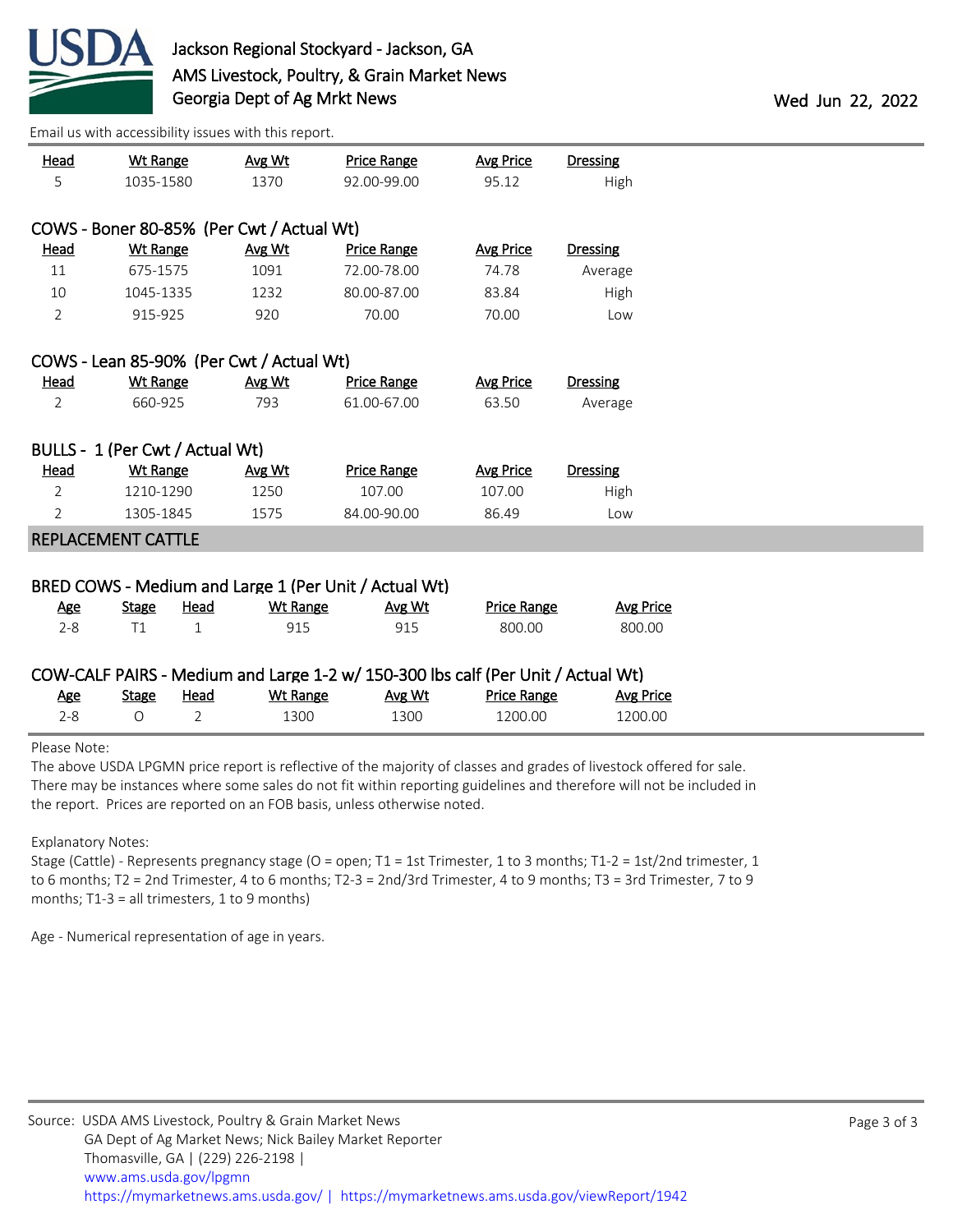Email us with accessibility issues with this report.

| Head | Wt Range | Avg Wt | Price Range | Avg Price | Dressing |
|---|---|---|---|---|---|
| 5 | 1035-1580 | 1370 | 92.00-99.00 | 95.12 | High |

### COWS - Boner 80-85% (Per Cwt / Actual Wt)

| Head | Wt Range | Avg Wt | Price Range | Avg Price | Dressing |
|---|---|---|---|---|---|
| 11 | 675-1575 | 1091 | 72.00-78.00 | 74.78 | Average |
| 10 | 1045-1335 | 1232 | 80.00-87.00 | 83.84 | High |
| 2 | 915-925 | 920 | 70.00 | 70.00 | Low |

### COWS - Lean 85-90% (Per Cwt / Actual Wt)

| Head | Wt Range | Avg Wt | Price Range | Avg Price | Dressing |
|---|---|---|---|---|---|
| 2 | 660-925 | 793 | 61.00-67.00 | 63.50 | Average |

### BULLS - 1 (Per Cwt / Actual Wt)

| Head | Wt Range | Avg Wt | Price Range | Avg Price | Dressing |
|---|---|---|---|---|---|
| 2 | 1210-1290 | 1250 | 107.00 | 107.00 | High |
| 2 | 1305-1845 | 1575 | 84.00-90.00 | 86.49 | Low |

## REPLACEMENT CATTLE

### BRED COWS - Medium and Large 1 (Per Unit / Actual Wt)

| Age | Stage | Head | Wt Range | Avg Wt | Price Range | Avg Price |
|---|---|---|---|---|---|---|
| 2-8 | T1 | 1 | 915 | 915 | 800.00 | 800.00 |

### COW-CALF PAIRS - Medium and Large 1-2 w/ 150-300 lbs calf (Per Unit / Actual Wt)

| Age | Stage | Head | Wt Range | Avg Wt | Price Range | Avg Price |
|---|---|---|---|---|---|---|
| 2-8 | O | 2 | 1300 | 1300 | 1200.00 | 1200.00 |

Please Note:
The above USDA LPGMN price report is reflective of the majority of classes and grades of livestock offered for sale. There may be instances where some sales do not fit within reporting guidelines and therefore will not be included in the report. Prices are reported on an FOB basis, unless otherwise noted.

Explanatory Notes:
Stage (Cattle) - Represents pregnancy stage (O = open; T1 = 1st Trimester, 1 to 3 months; T1-2 = 1st/2nd trimester, 1 to 6 months; T2 = 2nd Trimester, 4 to 6 months; T2-3 = 2nd/3rd Trimester, 4 to 9 months; T3 = 3rd Trimester, 7 to 9 months; T1-3 = all trimesters, 1 to 9 months)

Age - Numerical representation of age in years.

Source: USDA AMS Livestock, Poultry & Grain Market News
GA Dept of Ag Market News; Nick Bailey Market Reporter
Thomasville, GA | (229) 226-2198 |
www.ams.usda.gov/lpgmn
https://mymarketnews.ams.usda.gov/ | https://mymarketnews.ams.usda.gov/viewReport/1942